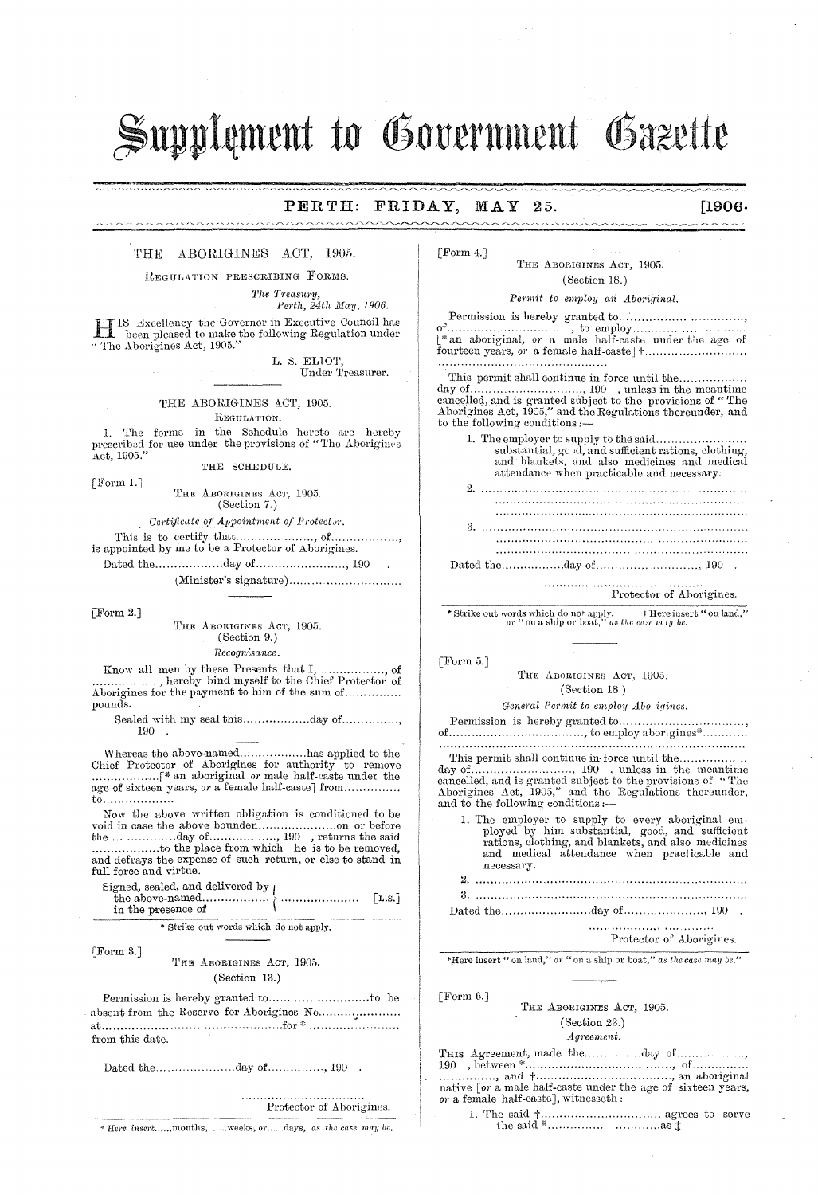# Supplement to Government Gazette

**PERTH: FRIDAY, MAY 25. [1906.**

## THE ABORIGINES ACT, 1905.

REGULATION PRESCRIBING FORMS.

*The Treasury,*
*Perth, 24th May, 1906.*

HIS Excellency the Governor in Executive Council has been pleased to make the following Regulation under "The Aborigines Act, 1905."

L. S. ELIOT,
Under Treasurer.

## THE ABORIGINES ACT, 1905.

REGULATION.

1. The forms in the Schedule hereto are hereby prescribed for use under the provisions of "The Aborigines Act, 1905."

THE SCHEDULE.

[Form 1.]

THE ABORIGINES ACT, 1905.
(Section 7.)

*Certificate of Appointment of Protector.*

This is to certify that.................., of.................., is appointed by me to be a Protector of Aborigines.

Dated the..................day of.........................., 190 .

(Minister's signature)..........................

[Form 2.]

THE ABORIGINES ACT, 1905.
(Section 9.)

*Recognisance.*

Know all men by these Presents that I,.................., of .................., hereby bind myself to the Chief Protector of Aborigines for the payment to him of the sum of.............. pounds.

Sealed with my seal this..................day of..............., 190 .

Whereas the above-named..................has applied to the Chief Protector of Aborigines for authority to remove ..................[* an aboriginal *or* male half-caste under the age of sixteen years, *or* a female half-caste] from.............. to..................

Now the above written obligation is conditioned to be void in case the above bounden..................on or before the.................day of.................., 190 , returns the said ..................to the place from which he is to be removed, and defrays the expense of such return, or else to stand in full force and virtue.

Signed, sealed, and delivered by the above-named.................. in the presence of .................... [L.S.]

\* Strike out words which do not apply.

[Form 3.]

THE ABORIGINES ACT, 1905.
(Section 13.)

Permission is hereby granted to..........................to be absent from the Reserve for Aborigines No.................... at..........................................for * .................... from this date.

Dated the....................day of..............., 190 .

................................
Protector of Aborigines.

\* *Here insert......months, ......weeks, or......days, as the case may be.*

[Form 4.]

THE ABORIGINES ACT, 1905.
(Section 18.)

*Permit to employ an Aboriginal.*

Permission is hereby granted to.............................., of.............................., to employ.............................. [* an aboriginal, *or* a male half-caste under the age of fourteen years, *or* a female half-caste] †..........................
..........................................

This permit shall continue in force until the.................. day of.............................., 190 , unless in the meantime cancelled, and is granted subject to the provisions of "The Aborigines Act, 1905," and the Regulations thereunder, and to the following conditions:—

1. The employer to supply to the said........................ substantial, good, and sufficient rations, clothing, and blankets, and also medicines and medical attendance when practicable and necessary.
2. ..........................................................
3. ..........................................................

Dated the.................day of.............................., 190 .

..........................................
Protector of Aborigines.

\* Strike out words which do not apply. † Here insert "on land," or "on a ship or boat," *as the case may be.*

[Form 5.]

THE ABORIGINES ACT, 1905.
(Section 18.)

*General Permit to employ Aborigines.*

Permission is hereby granted to.............................., of.............................., to employ aborigines*............
..........................................

This permit shall continue in force until the.................. day of.........................., 190 , unless in the meantime cancelled, and is granted subject to the provisions of "The Aborigines Act, 1905," and the Regulations thereunder, and to the following conditions:—

1. The employer to supply to every aboriginal employed by him substantial, good, and sufficient rations, clothing, and blankets, and also medicines and medical attendance when practicable and necessary.
2. ..........................................................
3. ..........................................................

Dated the........................day of....................., 190 .

..............................
Protector of Aborigines.

\*Here insert "on land," or "on a ship or boat," *as the case may be.*

[Form 6.]

THE ABORIGINES ACT, 1905.
(Section 22.)

*Agreement.*

THIS Agreement, made the...............day of.................., 190 , between *.................................., of.............., .............., and †.................................., an aboriginal native [*or* a male half-caste under the age of sixteen years, *or* a female half-caste], witnesseth:

1. The said †..............................agrees to serve the said *..............................as ‡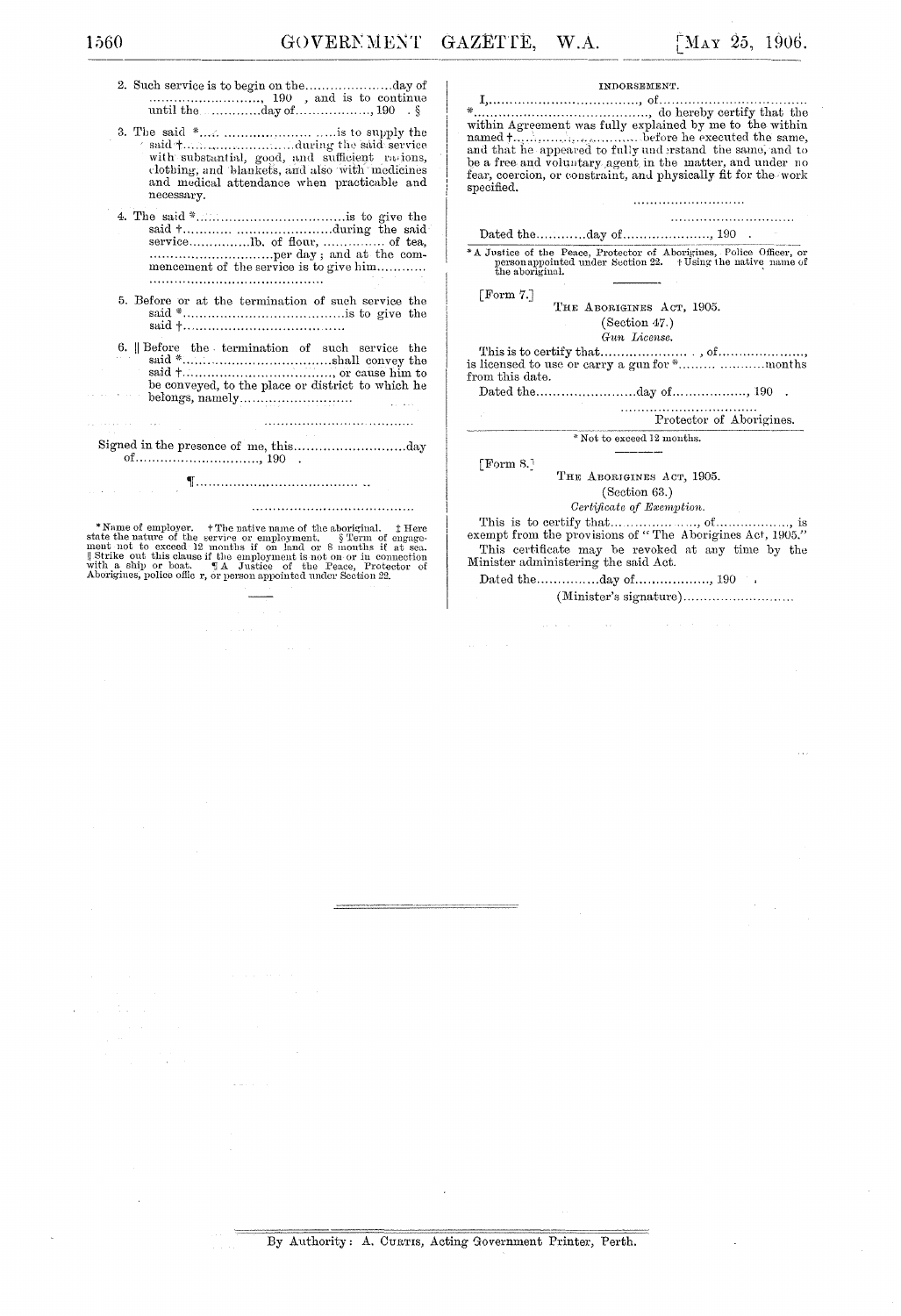2. Such service is to begin on the.....................day of .........................., 190 , and is to continue until the ............day of.................., 190 . §

3. The said *.......................... .....is to supply the said †..................................during the said service with substantial, good, and sufficient rations, clothing, and blankets, and also with medicines and medical attendance when practicable and necessary.

4. The said *....................................is to give the said †............ ......................during the said service...............lb. of flour, ............... of tea, ..............................per day; and at the commencement of the service is to give him............ .........................................

5. Before or at the termination of such service the said *......................................is to give the said †....................................

6. ‖ Before the termination of such service the said *.....................................shall convey the said †...................................., or cause him to be conveyed, to the place or district to which he belongs, namely...........................

.....................................

Signed in the presence of me, this...........................day of............................., 190 .

¶.......................................

.......................................

\* Name of employer. † The native name of the aboriginal. ‡ Here state the nature of the service or employment. § Term of engagement not to exceed 12 months if on land or 8 months if at sea. ‖ Strike out this clause if the employment is not on or in connection with a ship or boat. ¶ A Justice of the Peace, Protector of Aborigines, police officer, or person appointed under Section 22.

INDORSEMENT.

I,..................................., of.................................. *.........................................., do hereby certify that the within Agreement was fully explained by me to the within named †............................ before he executed the same, and that he appeared to fully understand the same, and to be a free and voluntary agent in the matter, and under no fear, coercion, or constraint, and physically fit for the work specified.

..........................

..............................

Dated the............day of....................., 190 .

\* A Justice of the Peace, Protector of Aborigines, Police Officer, or person appointed under Section 22. † Using the native name of the aboriginal.

[Form 7.]

THE ABORIGINES ACT, 1905.

(Section 47.)

*Gun License.*

This is to certify that.................... , of...................., is licensed to use or carry a gun for *......... ..........months from this date.

Dated the........................day of.................., 190 .

................................

Protector of Aborigines.

\* Not to exceed 12 months.

[Form 8.]

THE ABORIGINES ACT, 1905.

(Section 63.)

*Certificate of Exemption.*

This is to certify that.................., of.................., is exempt from the provisions of "The Aborigines Act, 1905."

This certificate may be revoked at any time by the Minister administering the said Act.

Dated the..............day of.................., 190 .

(Minister's signature)..........................

By Authority: A. CURTIS, Acting Government Printer, Perth.